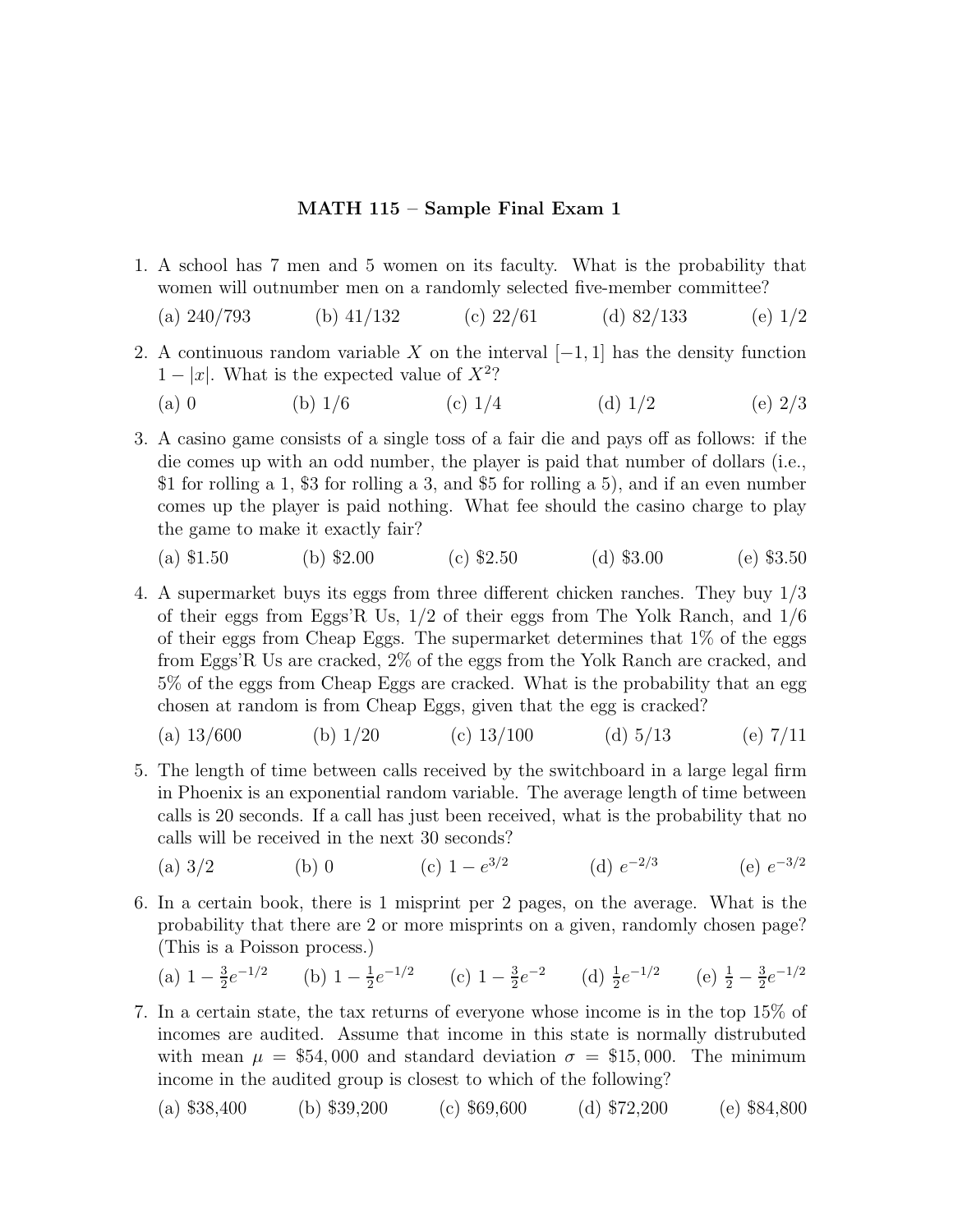# MATH 115 – Sample Final Exam 1

1. A school has 7 men and 5 women on its faculty. What is the probability that women will outnumber men on a randomly selected five-member committee?

   (a) 240/793 (b) 41/132 (c) 22/61 (d) 82/133 (e) 1/2

2. A continuous random variable $X$ on the interval $[-1, 1]$ has the density function $1 - |x|$. What is the expected value of $X^2$?

   (a) 0 (b) 1/6 (c) 1/4 (d) 1/2 (e) 2/3

3. A casino game consists of a single toss of a fair die and pays off as follows: if the die comes up with an odd number, the player is paid that number of dollars (i.e., \$1 for rolling a 1, \$3 for rolling a 3, and \$5 for rolling a 5), and if an even number comes up the player is paid nothing. What fee should the casino charge to play the game to make it exactly fair?

   (a) \$1.50 (b) \$2.00 (c) \$2.50 (d) \$3.00 (e) \$3.50

4. A supermarket buys its eggs from three different chicken ranches. They buy 1/3 of their eggs from Eggs'R Us, 1/2 of their eggs from The Yolk Ranch, and 1/6 of their eggs from Cheap Eggs. The supermarket determines that 1% of the eggs from Eggs'R Us are cracked, 2% of the eggs from the Yolk Ranch are cracked, and 5% of the eggs from Cheap Eggs are cracked. What is the probability that an egg chosen at random is from Cheap Eggs, given that the egg is cracked?

   (a) 13/600 (b) 1/20 (c) 13/100 (d) 5/13 (e) 7/11

5. The length of time between calls received by the switchboard in a large legal firm in Phoenix is an exponential random variable. The average length of time between calls is 20 seconds. If a call has just been received, what is the probability that no calls will be received in the next 30 seconds?

   (a) 3/2 (b) 0 (c) $1 - e^{3/2}$ (d) $e^{-2/3}$ (e) $e^{-3/2}$

6. In a certain book, there is 1 misprint per 2 pages, on the average. What is the probability that there are 2 or more misprints on a given, randomly chosen page? (This is a Poisson process.)

   (a) $1 - \frac{3}{2}e^{-1/2}$ (b) $1 - \frac{1}{2}e^{-1/2}$ (c) $1 - \frac{3}{2}e^{-2}$ (d) $\frac{1}{2}e^{-1/2}$ (e) $\frac{1}{2} - \frac{3}{2}e^{-1/2}$

7. In a certain state, the tax returns of everyone whose income is in the top 15% of incomes are audited. Assume that income in this state is normally distrubuted with mean $\mu = \$54,000$ and standard deviation $\sigma = \$15,000$. The minimum income in the audited group is closest to which of the following?

   (a) \$38,400 (b) \$39,200 (c) \$69,600 (d) \$72,200 (e) \$84,800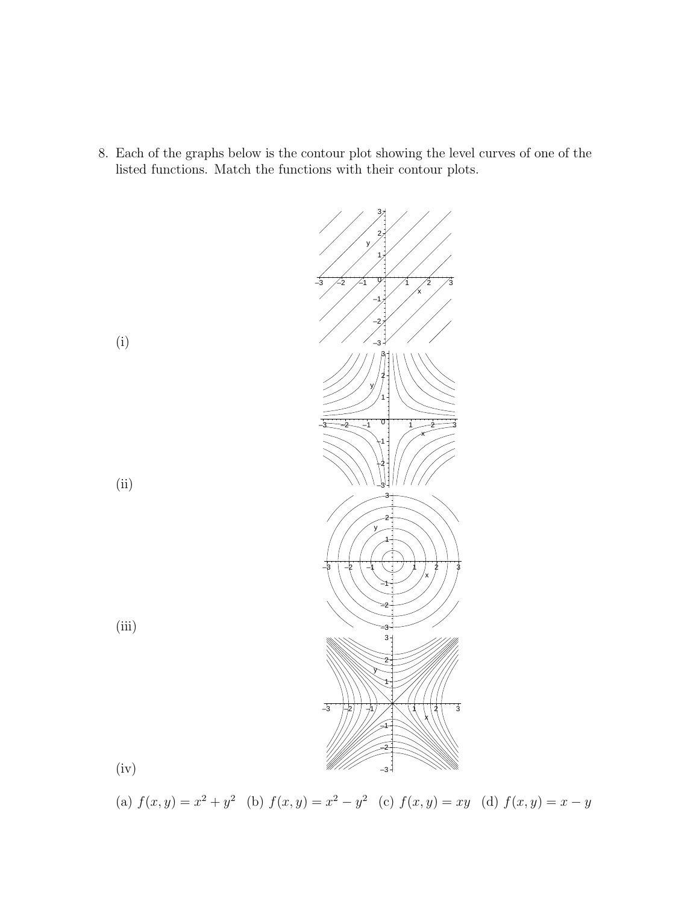8. Each of the graphs below is the contour plot showing the level curves of one of the listed functions. Match the functions with their contour plots.

(i)

(ii)

(iii)

(iv)

(a) $f(x, y) = x^2 + y^2$ (b) $f(x, y) = x^2 - y^2$ (c) $f(x, y) = xy$ (d) $f(x, y) = x - y$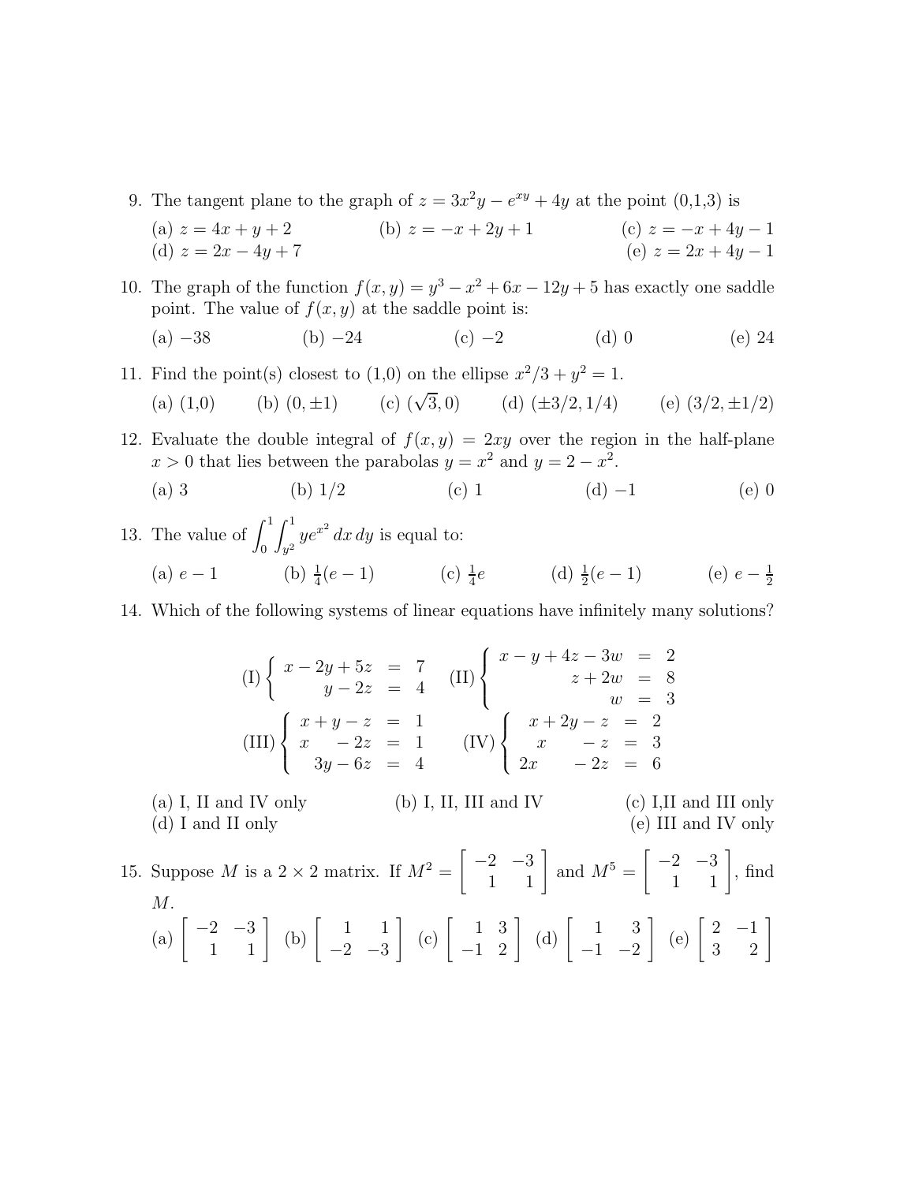9. The tangent plane to the graph of $z = 3x^2y - e^{xy} + 4y$ at the point (0,1,3) is

   (a) $z = 4x + y + 2$ (b) $z = -x + 2y + 1$ (c) $z = -x + 4y - 1$
   (d) $z = 2x - 4y + 7$ (e) $z = 2x + 4y - 1$

10. The graph of the function $f(x, y) = y^3 - x^2 + 6x - 12y + 5$ has exactly one saddle point. The value of $f(x, y)$ at the saddle point is:

    (a) $-38$ (b) $-24$ (c) $-2$ (d) 0 (e) 24

11. Find the point(s) closest to (1,0) on the ellipse $x^2/3 + y^2 = 1$.

    (a) (1,0) (b) $(0, \pm 1)$ (c) $(\sqrt{3}, 0)$ (d) $(\pm 3/2, 1/4)$ (e) $(3/2, \pm 1/2)$

12. Evaluate the double integral of $f(x, y) = 2xy$ over the region in the half-plane $x > 0$ that lies between the parabolas $y = x^2$ and $y = 2 - x^2$.

    (a) 3 (b) 1/2 (c) 1 (d) $-1$ (e) 0

13. The value of $\displaystyle\int_0^1 \int_{y^2}^1 ye^{x^2}\, dx\, dy$ is equal to:

    (a) $e - 1$ (b) $\frac{1}{4}(e - 1)$ (c) $\frac{1}{4}e$ (d) $\frac{1}{2}(e - 1)$ (e) $e - \frac{1}{2}$

14. Which of the following systems of linear equations have infinitely many solutions?

$$\text{(I)} \left\{ \begin{array}{rcl} x - 2y + 5z & = & 7 \\ y - 2z & = & 4 \end{array} \right. \quad \text{(II)} \left\{ \begin{array}{rcl} x - y + 4z - 3w & = & 2 \\ z + 2w & = & 8 \\ w & = & 3 \end{array} \right.$$

$$\text{(III)} \left\{ \begin{array}{rcl} x + y - z & = & 1 \\ x \quad\; - 2z & = & 1 \\ 3y - 6z & = & 4 \end{array} \right. \quad \text{(IV)} \left\{ \begin{array}{rcl} x + 2y - z & = & 2 \\ x \quad\; - z & = & 3 \\ 2x \quad\; - 2z & = & 6 \end{array} \right.$$

   (a) I, II and IV only (b) I, II, III and IV (c) I,II and III only
   (d) I and II only (e) III and IV only

15. Suppose $M$ is a $2 \times 2$ matrix. If $M^2 = \begin{bmatrix} -2 & -3 \\ 1 & 1 \end{bmatrix}$ and $M^5 = \begin{bmatrix} -2 & -3 \\ 1 & 1 \end{bmatrix}$, find $M$.

    (a) $\begin{bmatrix} -2 & -3 \\ 1 & 1 \end{bmatrix}$ (b) $\begin{bmatrix} 1 & 1 \\ -2 & -3 \end{bmatrix}$ (c) $\begin{bmatrix} 1 & 3 \\ -1 & 2 \end{bmatrix}$ (d) $\begin{bmatrix} 1 & 3 \\ -1 & -2 \end{bmatrix}$ (e) $\begin{bmatrix} 2 & -1 \\ 3 & 2 \end{bmatrix}$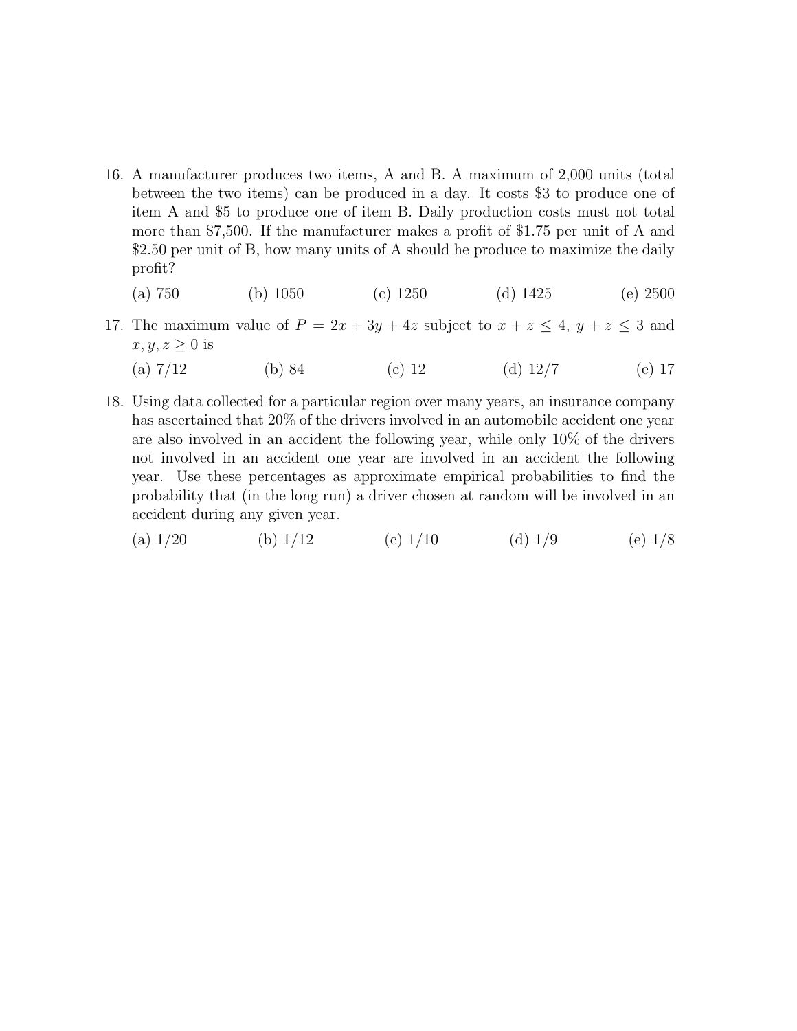16. A manufacturer produces two items, A and B. A maximum of 2,000 units (total between the two items) can be produced in a day. It costs \$3 to produce one of item A and \$5 to produce one of item B. Daily production costs must not total more than \$7,500. If the manufacturer makes a profit of \$1.75 per unit of A and \$2.50 per unit of B, how many units of A should he produce to maximize the daily profit?

    (a) 750 (b) 1050 (c) 1250 (d) 1425 (e) 2500

17. The maximum value of $P = 2x + 3y + 4z$ subject to $x + z \leq 4$, $y + z \leq 3$ and $x, y, z \geq 0$ is

    (a) 7/12 (b) 84 (c) 12 (d) 12/7 (e) 17

18. Using data collected for a particular region over many years, an insurance company has ascertained that 20% of the drivers involved in an automobile accident one year are also involved in an accident the following year, while only 10% of the drivers not involved in an accident one year are involved in an accident the following year. Use these percentages as approximate empirical probabilities to find the probability that (in the long run) a driver chosen at random will be involved in an accident during any given year.

    (a) 1/20 (b) 1/12 (c) 1/10 (d) 1/9 (e) 1/8